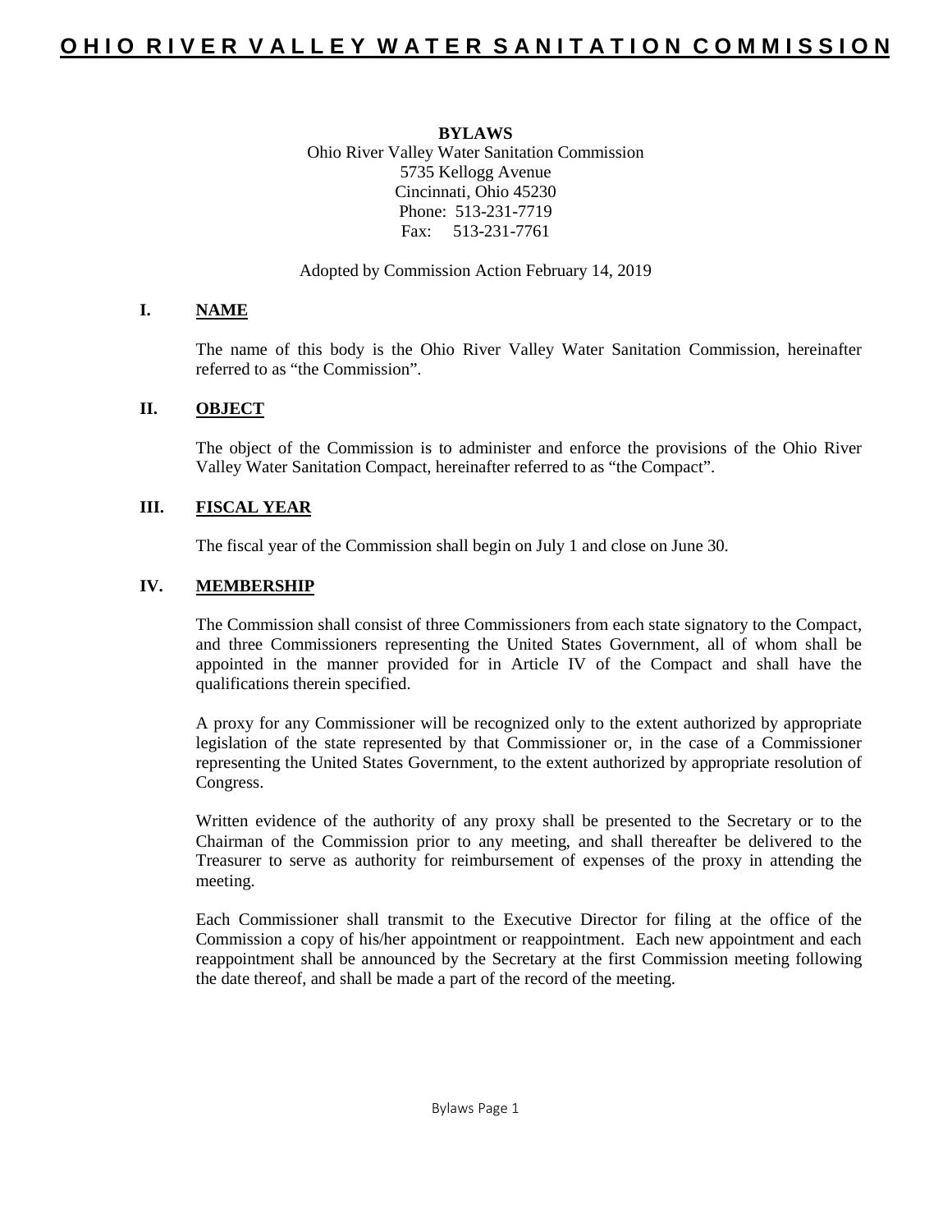# OHIO RIVER VALLEY WATER SANITATION COMMISSION

**BYLAWS**

Ohio River Valley Water Sanitation Commission
5735 Kellogg Avenue
Cincinnati, Ohio 45230
Phone: 513-231-7719
Fax: 513-231-7761

Adopted by Commission Action February 14, 2019

## I. NAME

The name of this body is the Ohio River Valley Water Sanitation Commission, hereinafter referred to as "the Commission".

## II. OBJECT

The object of the Commission is to administer and enforce the provisions of the Ohio River Valley Water Sanitation Compact, hereinafter referred to as "the Compact".

## III. FISCAL YEAR

The fiscal year of the Commission shall begin on July 1 and close on June 30.

## IV. MEMBERSHIP

The Commission shall consist of three Commissioners from each state signatory to the Compact, and three Commissioners representing the United States Government, all of whom shall be appointed in the manner provided for in Article IV of the Compact and shall have the qualifications therein specified.

A proxy for any Commissioner will be recognized only to the extent authorized by appropriate legislation of the state represented by that Commissioner or, in the case of a Commissioner representing the United States Government, to the extent authorized by appropriate resolution of Congress.

Written evidence of the authority of any proxy shall be presented to the Secretary or to the Chairman of the Commission prior to any meeting, and shall thereafter be delivered to the Treasurer to serve as authority for reimbursement of expenses of the proxy in attending the meeting.

Each Commissioner shall transmit to the Executive Director for filing at the office of the Commission a copy of his/her appointment or reappointment. Each new appointment and each reappointment shall be announced by the Secretary at the first Commission meeting following the date thereof, and shall be made a part of the record of the meeting.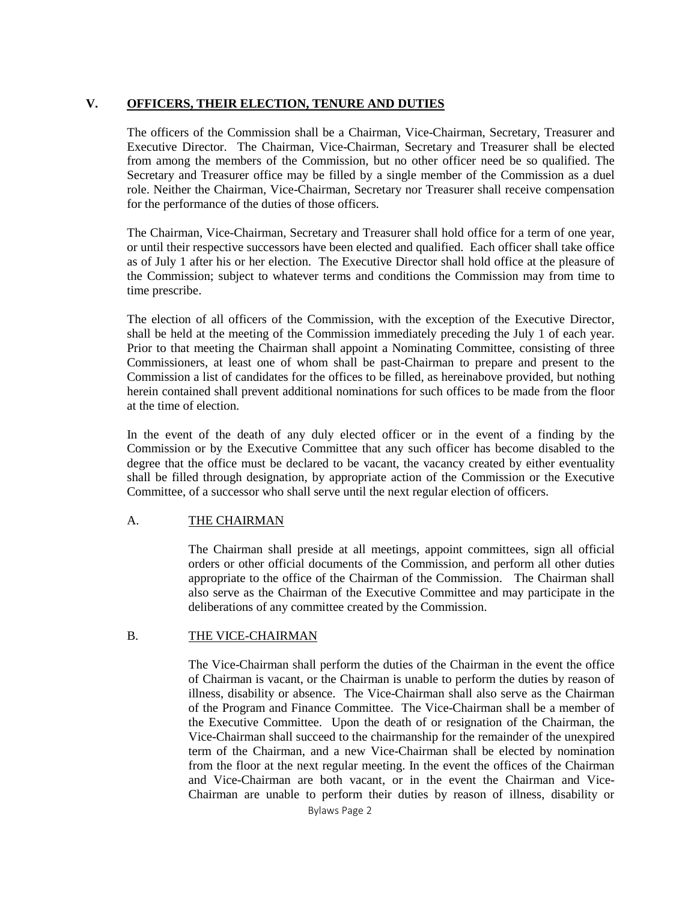## V. OFFICERS, THEIR ELECTION, TENURE AND DUTIES

The officers of the Commission shall be a Chairman, Vice-Chairman, Secretary, Treasurer and Executive Director. The Chairman, Vice-Chairman, Secretary and Treasurer shall be elected from among the members of the Commission, but no other officer need be so qualified. The Secretary and Treasurer office may be filled by a single member of the Commission as a duel role. Neither the Chairman, Vice-Chairman, Secretary nor Treasurer shall receive compensation for the performance of the duties of those officers.

The Chairman, Vice-Chairman, Secretary and Treasurer shall hold office for a term of one year, or until their respective successors have been elected and qualified. Each officer shall take office as of July 1 after his or her election. The Executive Director shall hold office at the pleasure of the Commission; subject to whatever terms and conditions the Commission may from time to time prescribe.

The election of all officers of the Commission, with the exception of the Executive Director, shall be held at the meeting of the Commission immediately preceding the July 1 of each year. Prior to that meeting the Chairman shall appoint a Nominating Committee, consisting of three Commissioners, at least one of whom shall be past-Chairman to prepare and present to the Commission a list of candidates for the offices to be filled, as hereinabove provided, but nothing herein contained shall prevent additional nominations for such offices to be made from the floor at the time of election.

In the event of the death of any duly elected officer or in the event of a finding by the Commission or by the Executive Committee that any such officer has become disabled to the degree that the office must be declared to be vacant, the vacancy created by either eventuality shall be filled through designation, by appropriate action of the Commission or the Executive Committee, of a successor who shall serve until the next regular election of officers.

### A. THE CHAIRMAN

The Chairman shall preside at all meetings, appoint committees, sign all official orders or other official documents of the Commission, and perform all other duties appropriate to the office of the Chairman of the Commission. The Chairman shall also serve as the Chairman of the Executive Committee and may participate in the deliberations of any committee created by the Commission.

### B. THE VICE-CHAIRMAN

The Vice-Chairman shall perform the duties of the Chairman in the event the office of Chairman is vacant, or the Chairman is unable to perform the duties by reason of illness, disability or absence. The Vice-Chairman shall also serve as the Chairman of the Program and Finance Committee. The Vice-Chairman shall be a member of the Executive Committee. Upon the death of or resignation of the Chairman, the Vice-Chairman shall succeed to the chairmanship for the remainder of the unexpired term of the Chairman, and a new Vice-Chairman shall be elected by nomination from the floor at the next regular meeting. In the event the offices of the Chairman and Vice-Chairman are both vacant, or in the event the Chairman and Vice-Chairman are unable to perform their duties by reason of illness, disability or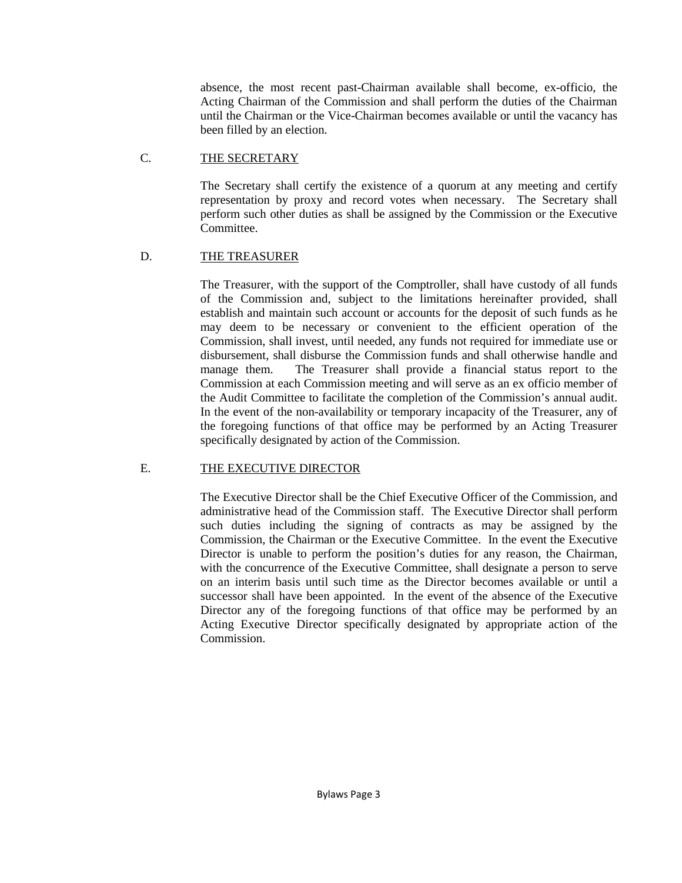absence, the most recent past-Chairman available shall become, ex-officio, the Acting Chairman of the Commission and shall perform the duties of the Chairman until the Chairman or the Vice-Chairman becomes available or until the vacancy has been filled by an election.

C. <u>THE SECRETARY</u>

The Secretary shall certify the existence of a quorum at any meeting and certify representation by proxy and record votes when necessary. The Secretary shall perform such other duties as shall be assigned by the Commission or the Executive Committee.

D. <u>THE TREASURER</u>

The Treasurer, with the support of the Comptroller, shall have custody of all funds of the Commission and, subject to the limitations hereinafter provided, shall establish and maintain such account or accounts for the deposit of such funds as he may deem to be necessary or convenient to the efficient operation of the Commission, shall invest, until needed, any funds not required for immediate use or disbursement, shall disburse the Commission funds and shall otherwise handle and manage them. The Treasurer shall provide a financial status report to the Commission at each Commission meeting and will serve as an ex officio member of the Audit Committee to facilitate the completion of the Commission's annual audit. In the event of the non-availability or temporary incapacity of the Treasurer, any of the foregoing functions of that office may be performed by an Acting Treasurer specifically designated by action of the Commission.

E. <u>THE EXECUTIVE DIRECTOR</u>

The Executive Director shall be the Chief Executive Officer of the Commission, and administrative head of the Commission staff. The Executive Director shall perform such duties including the signing of contracts as may be assigned by the Commission, the Chairman or the Executive Committee. In the event the Executive Director is unable to perform the position's duties for any reason, the Chairman, with the concurrence of the Executive Committee, shall designate a person to serve on an interim basis until such time as the Director becomes available or until a successor shall have been appointed. In the event of the absence of the Executive Director any of the foregoing functions of that office may be performed by an Acting Executive Director specifically designated by appropriate action of the Commission.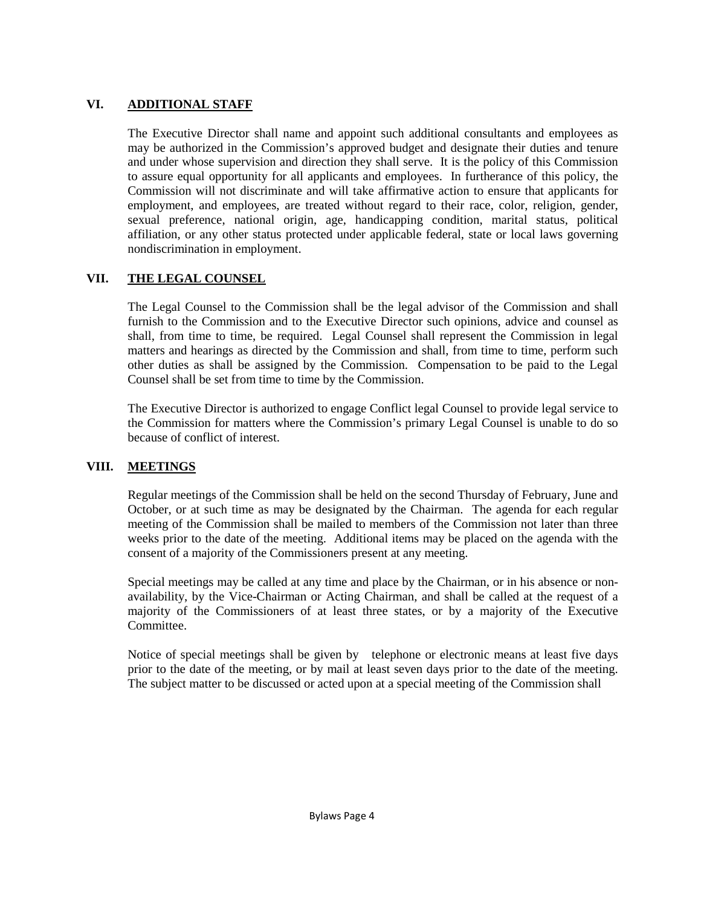## VI. ADDITIONAL STAFF

The Executive Director shall name and appoint such additional consultants and employees as may be authorized in the Commission's approved budget and designate their duties and tenure and under whose supervision and direction they shall serve. It is the policy of this Commission to assure equal opportunity for all applicants and employees. In furtherance of this policy, the Commission will not discriminate and will take affirmative action to ensure that applicants for employment, and employees, are treated without regard to their race, color, religion, gender, sexual preference, national origin, age, handicapping condition, marital status, political affiliation, or any other status protected under applicable federal, state or local laws governing nondiscrimination in employment.

## VII. THE LEGAL COUNSEL

The Legal Counsel to the Commission shall be the legal advisor of the Commission and shall furnish to the Commission and to the Executive Director such opinions, advice and counsel as shall, from time to time, be required. Legal Counsel shall represent the Commission in legal matters and hearings as directed by the Commission and shall, from time to time, perform such other duties as shall be assigned by the Commission. Compensation to be paid to the Legal Counsel shall be set from time to time by the Commission.

The Executive Director is authorized to engage Conflict legal Counsel to provide legal service to the Commission for matters where the Commission's primary Legal Counsel is unable to do so because of conflict of interest.

## VIII. MEETINGS

Regular meetings of the Commission shall be held on the second Thursday of February, June and October, or at such time as may be designated by the Chairman. The agenda for each regular meeting of the Commission shall be mailed to members of the Commission not later than three weeks prior to the date of the meeting. Additional items may be placed on the agenda with the consent of a majority of the Commissioners present at any meeting.

Special meetings may be called at any time and place by the Chairman, or in his absence or non-availability, by the Vice-Chairman or Acting Chairman, and shall be called at the request of a majority of the Commissioners of at least three states, or by a majority of the Executive Committee.

Notice of special meetings shall be given by telephone or electronic means at least five days prior to the date of the meeting, or by mail at least seven days prior to the date of the meeting. The subject matter to be discussed or acted upon at a special meeting of the Commission shall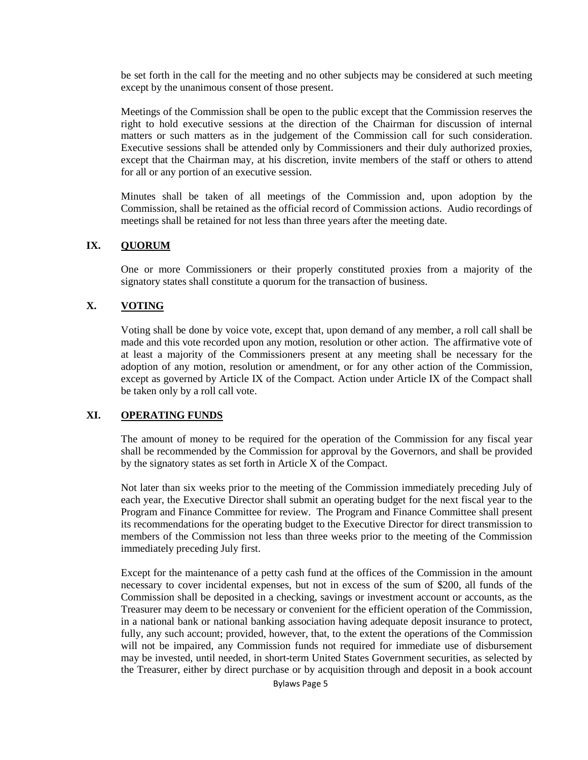be set forth in the call for the meeting and no other subjects may be considered at such meeting except by the unanimous consent of those present.

Meetings of the Commission shall be open to the public except that the Commission reserves the right to hold executive sessions at the direction of the Chairman for discussion of internal matters or such matters as in the judgement of the Commission call for such consideration. Executive sessions shall be attended only by Commissioners and their duly authorized proxies, except that the Chairman may, at his discretion, invite members of the staff or others to attend for all or any portion of an executive session.

Minutes shall be taken of all meetings of the Commission and, upon adoption by the Commission, shall be retained as the official record of Commission actions. Audio recordings of meetings shall be retained for not less than three years after the meeting date.

## IX. QUORUM

One or more Commissioners or their properly constituted proxies from a majority of the signatory states shall constitute a quorum for the transaction of business.

## X. VOTING

Voting shall be done by voice vote, except that, upon demand of any member, a roll call shall be made and this vote recorded upon any motion, resolution or other action. The affirmative vote of at least a majority of the Commissioners present at any meeting shall be necessary for the adoption of any motion, resolution or amendment, or for any other action of the Commission, except as governed by Article IX of the Compact. Action under Article IX of the Compact shall be taken only by a roll call vote.

## XI. OPERATING FUNDS

The amount of money to be required for the operation of the Commission for any fiscal year shall be recommended by the Commission for approval by the Governors, and shall be provided by the signatory states as set forth in Article X of the Compact.

Not later than six weeks prior to the meeting of the Commission immediately preceding July of each year, the Executive Director shall submit an operating budget for the next fiscal year to the Program and Finance Committee for review. The Program and Finance Committee shall present its recommendations for the operating budget to the Executive Director for direct transmission to members of the Commission not less than three weeks prior to the meeting of the Commission immediately preceding July first.

Except for the maintenance of a petty cash fund at the offices of the Commission in the amount necessary to cover incidental expenses, but not in excess of the sum of $200, all funds of the Commission shall be deposited in a checking, savings or investment account or accounts, as the Treasurer may deem to be necessary or convenient for the efficient operation of the Commission, in a national bank or national banking association having adequate deposit insurance to protect, fully, any such account; provided, however, that, to the extent the operations of the Commission will not be impaired, any Commission funds not required for immediate use of disbursement may be invested, until needed, in short-term United States Government securities, as selected by the Treasurer, either by direct purchase or by acquisition through and deposit in a book account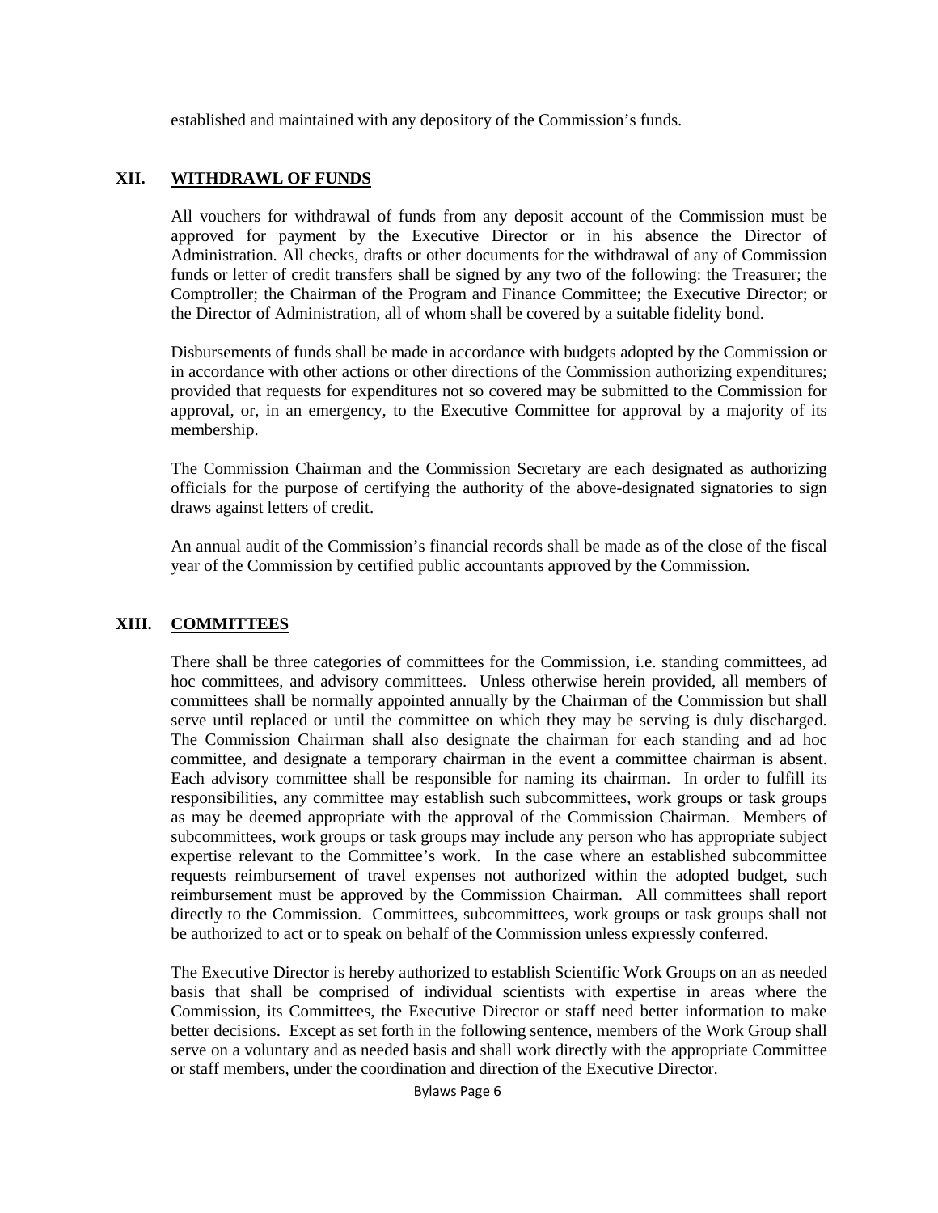established and maintained with any depository of the Commission's funds.

## XII. WITHDRAWL OF FUNDS

All vouchers for withdrawal of funds from any deposit account of the Commission must be approved for payment by the Executive Director or in his absence the Director of Administration. All checks, drafts or other documents for the withdrawal of any of Commission funds or letter of credit transfers shall be signed by any two of the following: the Treasurer; the Comptroller; the Chairman of the Program and Finance Committee; the Executive Director; or the Director of Administration, all of whom shall be covered by a suitable fidelity bond.

Disbursements of funds shall be made in accordance with budgets adopted by the Commission or in accordance with other actions or other directions of the Commission authorizing expenditures; provided that requests for expenditures not so covered may be submitted to the Commission for approval, or, in an emergency, to the Executive Committee for approval by a majority of its membership.

The Commission Chairman and the Commission Secretary are each designated as authorizing officials for the purpose of certifying the authority of the above-designated signatories to sign draws against letters of credit.

An annual audit of the Commission's financial records shall be made as of the close of the fiscal year of the Commission by certified public accountants approved by the Commission.

## XIII. COMMITTEES

There shall be three categories of committees for the Commission, i.e. standing committees, ad hoc committees, and advisory committees. Unless otherwise herein provided, all members of committees shall be normally appointed annually by the Chairman of the Commission but shall serve until replaced or until the committee on which they may be serving is duly discharged. The Commission Chairman shall also designate the chairman for each standing and ad hoc committee, and designate a temporary chairman in the event a committee chairman is absent. Each advisory committee shall be responsible for naming its chairman. In order to fulfill its responsibilities, any committee may establish such subcommittees, work groups or task groups as may be deemed appropriate with the approval of the Commission Chairman. Members of subcommittees, work groups or task groups may include any person who has appropriate subject expertise relevant to the Committee's work. In the case where an established subcommittee requests reimbursement of travel expenses not authorized within the adopted budget, such reimbursement must be approved by the Commission Chairman. All committees shall report directly to the Commission. Committees, subcommittees, work groups or task groups shall not be authorized to act or to speak on behalf of the Commission unless expressly conferred.

The Executive Director is hereby authorized to establish Scientific Work Groups on an as needed basis that shall be comprised of individual scientists with expertise in areas where the Commission, its Committees, the Executive Director or staff need better information to make better decisions. Except as set forth in the following sentence, members of the Work Group shall serve on a voluntary and as needed basis and shall work directly with the appropriate Committee or staff members, under the coordination and direction of the Executive Director.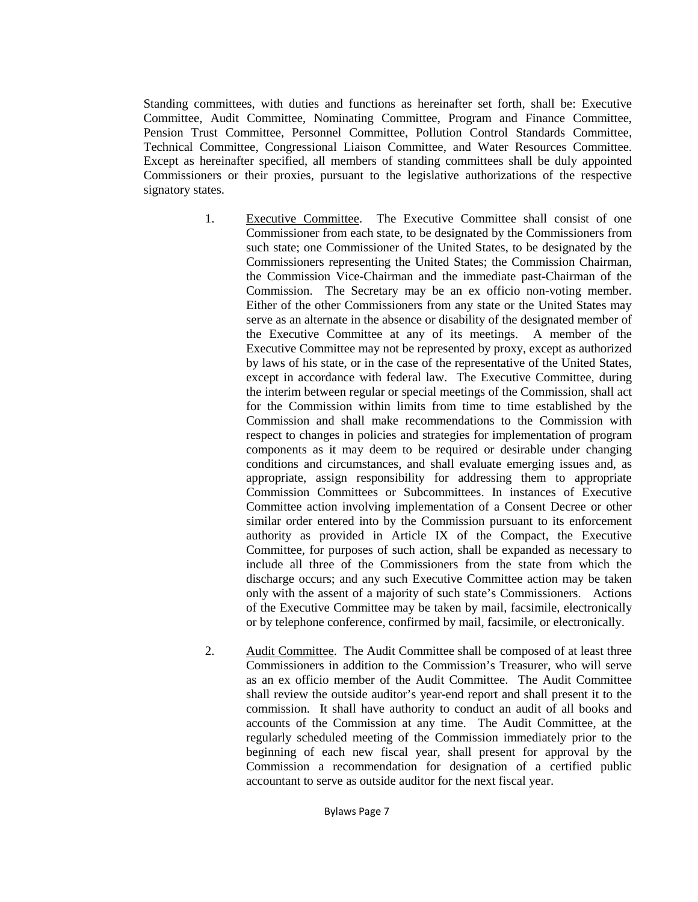Standing committees, with duties and functions as hereinafter set forth, shall be: Executive Committee, Audit Committee, Nominating Committee, Program and Finance Committee, Pension Trust Committee, Personnel Committee, Pollution Control Standards Committee, Technical Committee, Congressional Liaison Committee, and Water Resources Committee. Except as hereinafter specified, all members of standing committees shall be duly appointed Commissioners or their proxies, pursuant to the legislative authorizations of the respective signatory states.

1. Executive Committee. The Executive Committee shall consist of one Commissioner from each state, to be designated by the Commissioners from such state; one Commissioner of the United States, to be designated by the Commissioners representing the United States; the Commission Chairman, the Commission Vice-Chairman and the immediate past-Chairman of the Commission. The Secretary may be an ex officio non-voting member. Either of the other Commissioners from any state or the United States may serve as an alternate in the absence or disability of the designated member of the Executive Committee at any of its meetings. A member of the Executive Committee may not be represented by proxy, except as authorized by laws of his state, or in the case of the representative of the United States, except in accordance with federal law. The Executive Committee, during the interim between regular or special meetings of the Commission, shall act for the Commission within limits from time to time established by the Commission and shall make recommendations to the Commission with respect to changes in policies and strategies for implementation of program components as it may deem to be required or desirable under changing conditions and circumstances, and shall evaluate emerging issues and, as appropriate, assign responsibility for addressing them to appropriate Commission Committees or Subcommittees. In instances of Executive Committee action involving implementation of a Consent Decree or other similar order entered into by the Commission pursuant to its enforcement authority as provided in Article IX of the Compact, the Executive Committee, for purposes of such action, shall be expanded as necessary to include all three of the Commissioners from the state from which the discharge occurs; and any such Executive Committee action may be taken only with the assent of a majority of such state's Commissioners. Actions of the Executive Committee may be taken by mail, facsimile, electronically or by telephone conference, confirmed by mail, facsimile, or electronically.

2. Audit Committee. The Audit Committee shall be composed of at least three Commissioners in addition to the Commission's Treasurer, who will serve as an ex officio member of the Audit Committee. The Audit Committee shall review the outside auditor's year-end report and shall present it to the commission. It shall have authority to conduct an audit of all books and accounts of the Commission at any time. The Audit Committee, at the regularly scheduled meeting of the Commission immediately prior to the beginning of each new fiscal year, shall present for approval by the Commission a recommendation for designation of a certified public accountant to serve as outside auditor for the next fiscal year.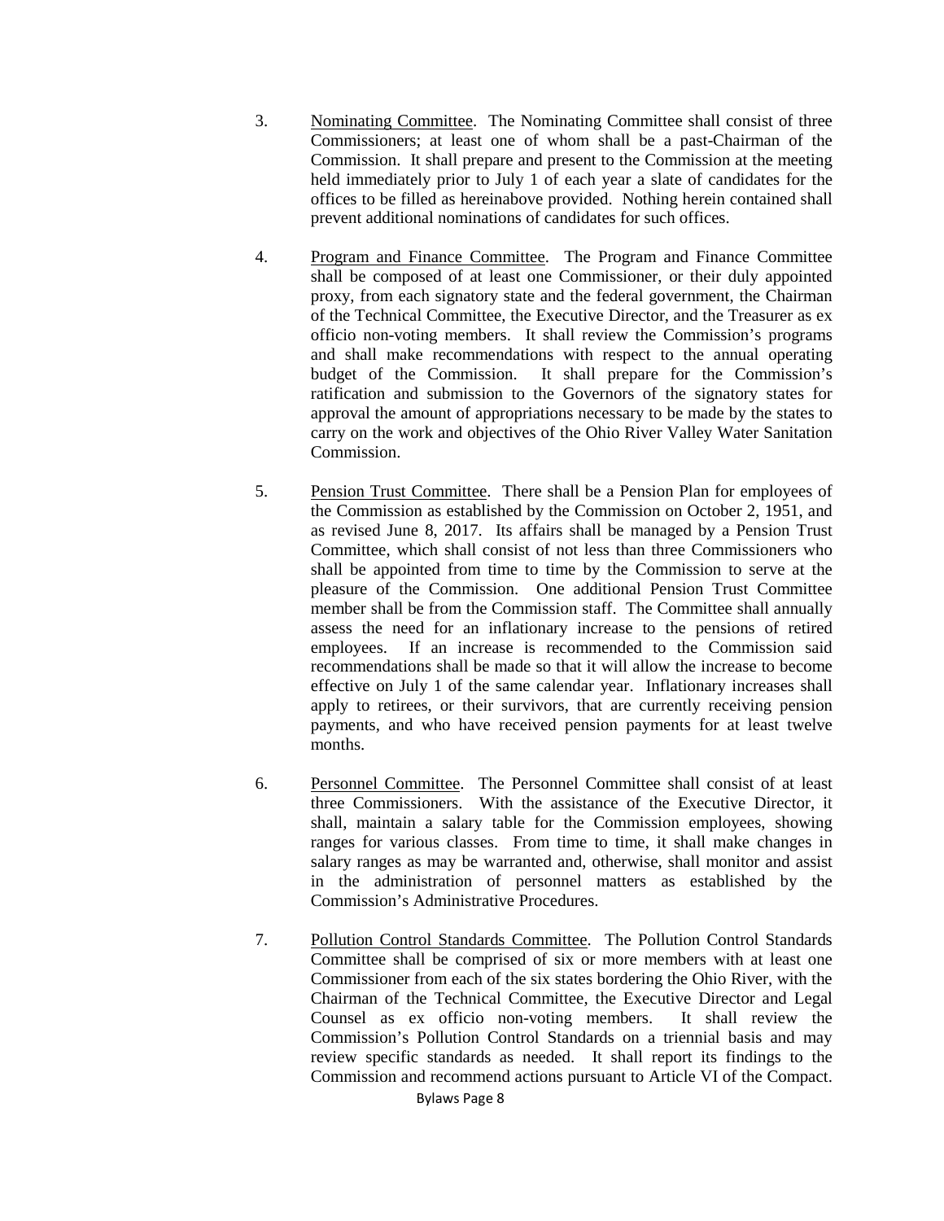3. <u>Nominating Committee</u>. The Nominating Committee shall consist of three Commissioners; at least one of whom shall be a past-Chairman of the Commission. It shall prepare and present to the Commission at the meeting held immediately prior to July 1 of each year a slate of candidates for the offices to be filled as hereinabove provided. Nothing herein contained shall prevent additional nominations of candidates for such offices.

4. <u>Program and Finance Committee</u>. The Program and Finance Committee shall be composed of at least one Commissioner, or their duly appointed proxy, from each signatory state and the federal government, the Chairman of the Technical Committee, the Executive Director, and the Treasurer as ex officio non-voting members. It shall review the Commission's programs and shall make recommendations with respect to the annual operating budget of the Commission. It shall prepare for the Commission's ratification and submission to the Governors of the signatory states for approval the amount of appropriations necessary to be made by the states to carry on the work and objectives of the Ohio River Valley Water Sanitation Commission.

5. <u>Pension Trust Committee</u>. There shall be a Pension Plan for employees of the Commission as established by the Commission on October 2, 1951, and as revised June 8, 2017. Its affairs shall be managed by a Pension Trust Committee, which shall consist of not less than three Commissioners who shall be appointed from time to time by the Commission to serve at the pleasure of the Commission. One additional Pension Trust Committee member shall be from the Commission staff. The Committee shall annually assess the need for an inflationary increase to the pensions of retired employees. If an increase is recommended to the Commission said recommendations shall be made so that it will allow the increase to become effective on July 1 of the same calendar year. Inflationary increases shall apply to retirees, or their survivors, that are currently receiving pension payments, and who have received pension payments for at least twelve months.

6. <u>Personnel Committee</u>. The Personnel Committee shall consist of at least three Commissioners. With the assistance of the Executive Director, it shall, maintain a salary table for the Commission employees, showing ranges for various classes. From time to time, it shall make changes in salary ranges as may be warranted and, otherwise, shall monitor and assist in the administration of personnel matters as established by the Commission's Administrative Procedures.

7. <u>Pollution Control Standards Committee</u>. The Pollution Control Standards Committee shall be comprised of six or more members with at least one Commissioner from each of the six states bordering the Ohio River, with the Chairman of the Technical Committee, the Executive Director and Legal Counsel as ex officio non-voting members. It shall review the Commission's Pollution Control Standards on a triennial basis and may review specific standards as needed. It shall report its findings to the Commission and recommend actions pursuant to Article VI of the Compact.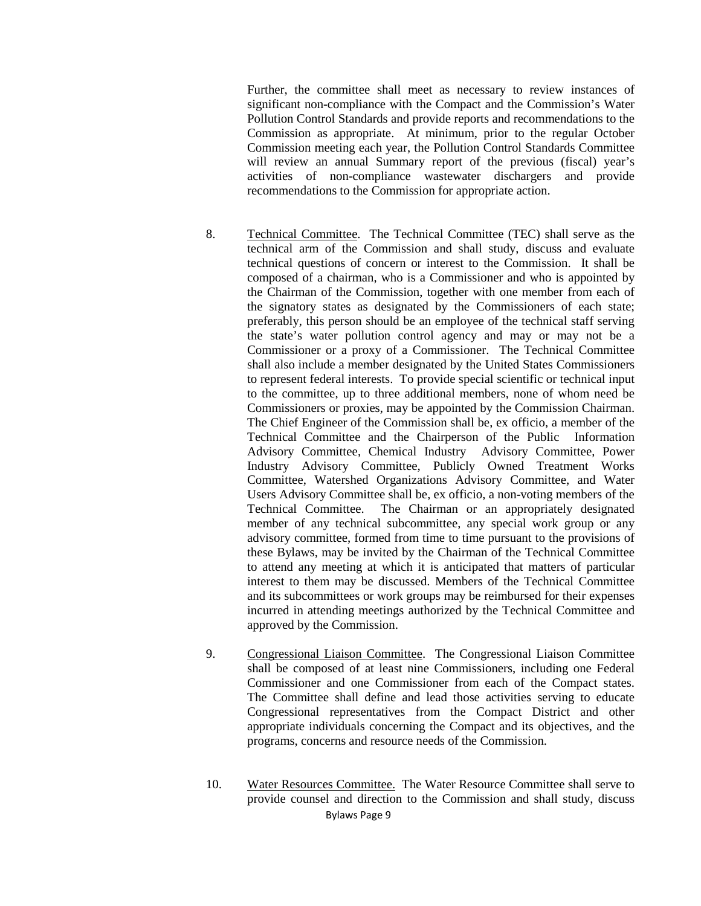Further, the committee shall meet as necessary to review instances of significant non-compliance with the Compact and the Commission's Water Pollution Control Standards and provide reports and recommendations to the Commission as appropriate. At minimum, prior to the regular October Commission meeting each year, the Pollution Control Standards Committee will review an annual Summary report of the previous (fiscal) year's activities of non-compliance wastewater dischargers and provide recommendations to the Commission for appropriate action.

8. Technical Committee. The Technical Committee (TEC) shall serve as the technical arm of the Commission and shall study, discuss and evaluate technical questions of concern or interest to the Commission. It shall be composed of a chairman, who is a Commissioner and who is appointed by the Chairman of the Commission, together with one member from each of the signatory states as designated by the Commissioners of each state; preferably, this person should be an employee of the technical staff serving the state's water pollution control agency and may or may not be a Commissioner or a proxy of a Commissioner. The Technical Committee shall also include a member designated by the United States Commissioners to represent federal interests. To provide special scientific or technical input to the committee, up to three additional members, none of whom need be Commissioners or proxies, may be appointed by the Commission Chairman. The Chief Engineer of the Commission shall be, ex officio, a member of the Technical Committee and the Chairperson of the Public Information Advisory Committee, Chemical Industry Advisory Committee, Power Industry Advisory Committee, Publicly Owned Treatment Works Committee, Watershed Organizations Advisory Committee, and Water Users Advisory Committee shall be, ex officio, a non-voting members of the Technical Committee. The Chairman or an appropriately designated member of any technical subcommittee, any special work group or any advisory committee, formed from time to time pursuant to the provisions of these Bylaws, may be invited by the Chairman of the Technical Committee to attend any meeting at which it is anticipated that matters of particular interest to them may be discussed. Members of the Technical Committee and its subcommittees or work groups may be reimbursed for their expenses incurred in attending meetings authorized by the Technical Committee and approved by the Commission.

9. Congressional Liaison Committee. The Congressional Liaison Committee shall be composed of at least nine Commissioners, including one Federal Commissioner and one Commissioner from each of the Compact states. The Committee shall define and lead those activities serving to educate Congressional representatives from the Compact District and other appropriate individuals concerning the Compact and its objectives, and the programs, concerns and resource needs of the Commission.

10. Water Resources Committee. The Water Resource Committee shall serve to provide counsel and direction to the Commission and shall study, discuss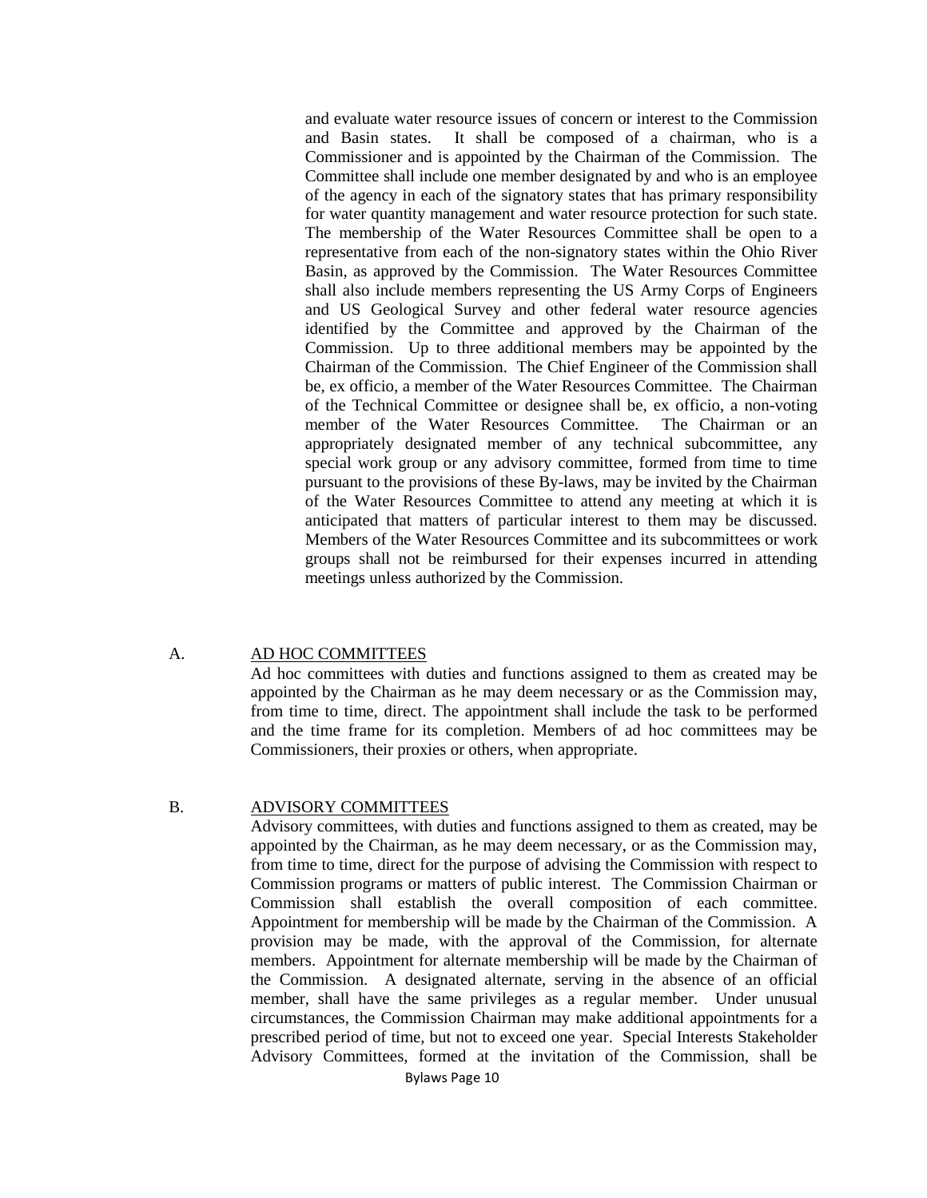and evaluate water resource issues of concern or interest to the Commission and Basin states. It shall be composed of a chairman, who is a Commissioner and is appointed by the Chairman of the Commission. The Committee shall include one member designated by and who is an employee of the agency in each of the signatory states that has primary responsibility for water quantity management and water resource protection for such state. The membership of the Water Resources Committee shall be open to a representative from each of the non-signatory states within the Ohio River Basin, as approved by the Commission. The Water Resources Committee shall also include members representing the US Army Corps of Engineers and US Geological Survey and other federal water resource agencies identified by the Committee and approved by the Chairman of the Commission. Up to three additional members may be appointed by the Chairman of the Commission. The Chief Engineer of the Commission shall be, ex officio, a member of the Water Resources Committee. The Chairman of the Technical Committee or designee shall be, ex officio, a non-voting member of the Water Resources Committee. The Chairman or an appropriately designated member of any technical subcommittee, any special work group or any advisory committee, formed from time to time pursuant to the provisions of these By-laws, may be invited by the Chairman of the Water Resources Committee to attend any meeting at which it is anticipated that matters of particular interest to them may be discussed. Members of the Water Resources Committee and its subcommittees or work groups shall not be reimbursed for their expenses incurred in attending meetings unless authorized by the Commission.

A. <u>AD HOC COMMITTEES</u>

Ad hoc committees with duties and functions assigned to them as created may be appointed by the Chairman as he may deem necessary or as the Commission may, from time to time, direct. The appointment shall include the task to be performed and the time frame for its completion. Members of ad hoc committees may be Commissioners, their proxies or others, when appropriate.

B. <u>ADVISORY COMMITTEES</u>

Advisory committees, with duties and functions assigned to them as created, may be appointed by the Chairman, as he may deem necessary, or as the Commission may, from time to time, direct for the purpose of advising the Commission with respect to Commission programs or matters of public interest. The Commission Chairman or Commission shall establish the overall composition of each committee. Appointment for membership will be made by the Chairman of the Commission. A provision may be made, with the approval of the Commission, for alternate members. Appointment for alternate membership will be made by the Chairman of the Commission. A designated alternate, serving in the absence of an official member, shall have the same privileges as a regular member. Under unusual circumstances, the Commission Chairman may make additional appointments for a prescribed period of time, but not to exceed one year. Special Interests Stakeholder Advisory Committees, formed at the invitation of the Commission, shall be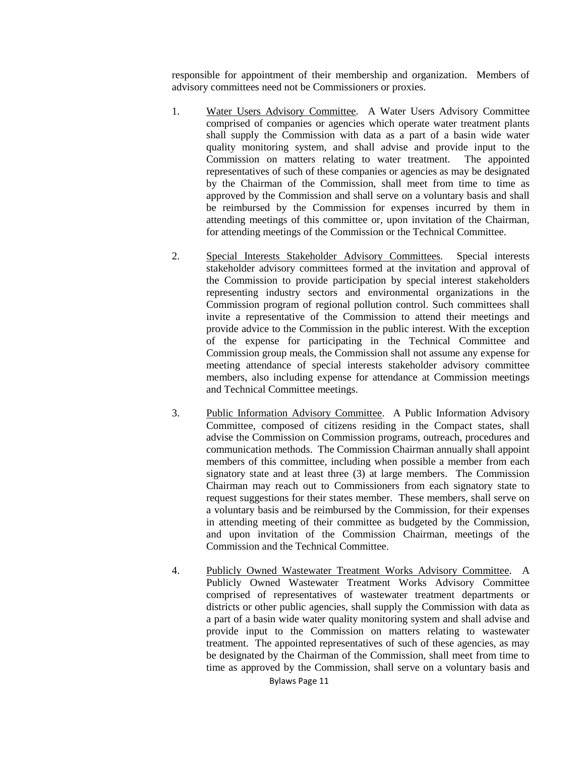responsible for appointment of their membership and organization. Members of advisory committees need not be Commissioners or proxies.

1. Water Users Advisory Committee. A Water Users Advisory Committee comprised of companies or agencies which operate water treatment plants shall supply the Commission with data as a part of a basin wide water quality monitoring system, and shall advise and provide input to the Commission on matters relating to water treatment. The appointed representatives of such of these companies or agencies as may be designated by the Chairman of the Commission, shall meet from time to time as approved by the Commission and shall serve on a voluntary basis and shall be reimbursed by the Commission for expenses incurred by them in attending meetings of this committee or, upon invitation of the Chairman, for attending meetings of the Commission or the Technical Committee.

2. Special Interests Stakeholder Advisory Committees. Special interests stakeholder advisory committees formed at the invitation and approval of the Commission to provide participation by special interest stakeholders representing industry sectors and environmental organizations in the Commission program of regional pollution control. Such committees shall invite a representative of the Commission to attend their meetings and provide advice to the Commission in the public interest. With the exception of the expense for participating in the Technical Committee and Commission group meals, the Commission shall not assume any expense for meeting attendance of special interests stakeholder advisory committee members, also including expense for attendance at Commission meetings and Technical Committee meetings.

3. Public Information Advisory Committee. A Public Information Advisory Committee, composed of citizens residing in the Compact states, shall advise the Commission on Commission programs, outreach, procedures and communication methods. The Commission Chairman annually shall appoint members of this committee, including when possible a member from each signatory state and at least three (3) at large members. The Commission Chairman may reach out to Commissioners from each signatory state to request suggestions for their states member. These members, shall serve on a voluntary basis and be reimbursed by the Commission, for their expenses in attending meeting of their committee as budgeted by the Commission, and upon invitation of the Commission Chairman, meetings of the Commission and the Technical Committee.

4. Publicly Owned Wastewater Treatment Works Advisory Committee. A Publicly Owned Wastewater Treatment Works Advisory Committee comprised of representatives of wastewater treatment departments or districts or other public agencies, shall supply the Commission with data as a part of a basin wide water quality monitoring system and shall advise and provide input to the Commission on matters relating to wastewater treatment. The appointed representatives of such of these agencies, as may be designated by the Chairman of the Commission, shall meet from time to time as approved by the Commission, shall serve on a voluntary basis and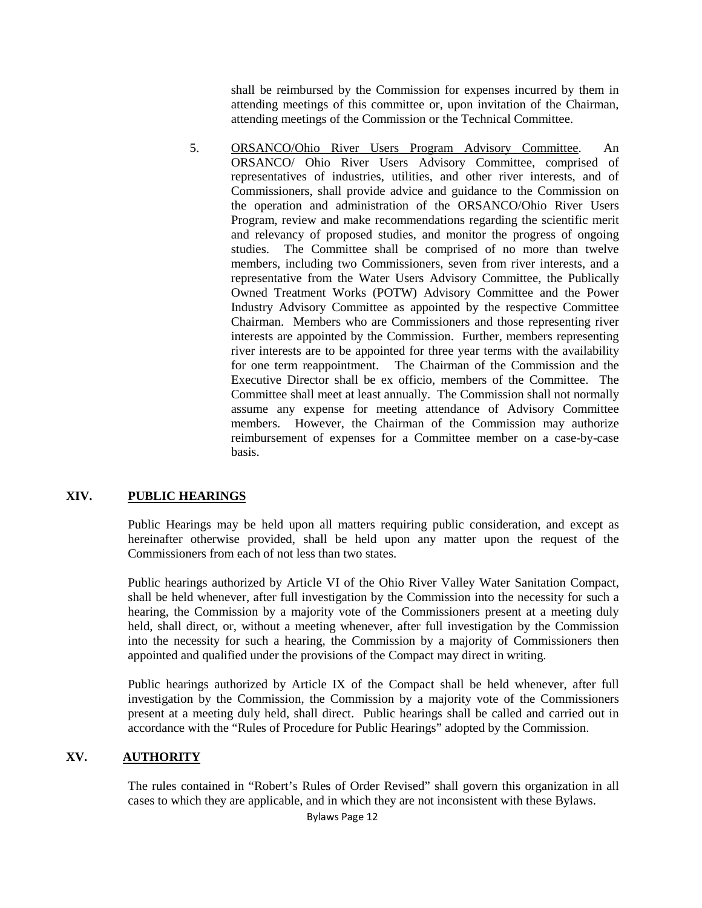shall be reimbursed by the Commission for expenses incurred by them in attending meetings of this committee or, upon invitation of the Chairman, attending meetings of the Commission or the Technical Committee.

5. ORSANCO/Ohio River Users Program Advisory Committee. An ORSANCO/ Ohio River Users Advisory Committee, comprised of representatives of industries, utilities, and other river interests, and of Commissioners, shall provide advice and guidance to the Commission on the operation and administration of the ORSANCO/Ohio River Users Program, review and make recommendations regarding the scientific merit and relevancy of proposed studies, and monitor the progress of ongoing studies. The Committee shall be comprised of no more than twelve members, including two Commissioners, seven from river interests, and a representative from the Water Users Advisory Committee, the Publically Owned Treatment Works (POTW) Advisory Committee and the Power Industry Advisory Committee as appointed by the respective Committee Chairman. Members who are Commissioners and those representing river interests are appointed by the Commission. Further, members representing river interests are to be appointed for three year terms with the availability for one term reappointment. The Chairman of the Commission and the Executive Director shall be ex officio, members of the Committee. The Committee shall meet at least annually. The Commission shall not normally assume any expense for meeting attendance of Advisory Committee members. However, the Chairman of the Commission may authorize reimbursement of expenses for a Committee member on a case-by-case basis.

## XIV. PUBLIC HEARINGS

Public Hearings may be held upon all matters requiring public consideration, and except as hereinafter otherwise provided, shall be held upon any matter upon the request of the Commissioners from each of not less than two states.

Public hearings authorized by Article VI of the Ohio River Valley Water Sanitation Compact, shall be held whenever, after full investigation by the Commission into the necessity for such a hearing, the Commission by a majority vote of the Commissioners present at a meeting duly held, shall direct, or, without a meeting whenever, after full investigation by the Commission into the necessity for such a hearing, the Commission by a majority of Commissioners then appointed and qualified under the provisions of the Compact may direct in writing.

Public hearings authorized by Article IX of the Compact shall be held whenever, after full investigation by the Commission, the Commission by a majority vote of the Commissioners present at a meeting duly held, shall direct. Public hearings shall be called and carried out in accordance with the "Rules of Procedure for Public Hearings" adopted by the Commission.

## XV. AUTHORITY

The rules contained in "Robert's Rules of Order Revised" shall govern this organization in all cases to which they are applicable, and in which they are not inconsistent with these Bylaws.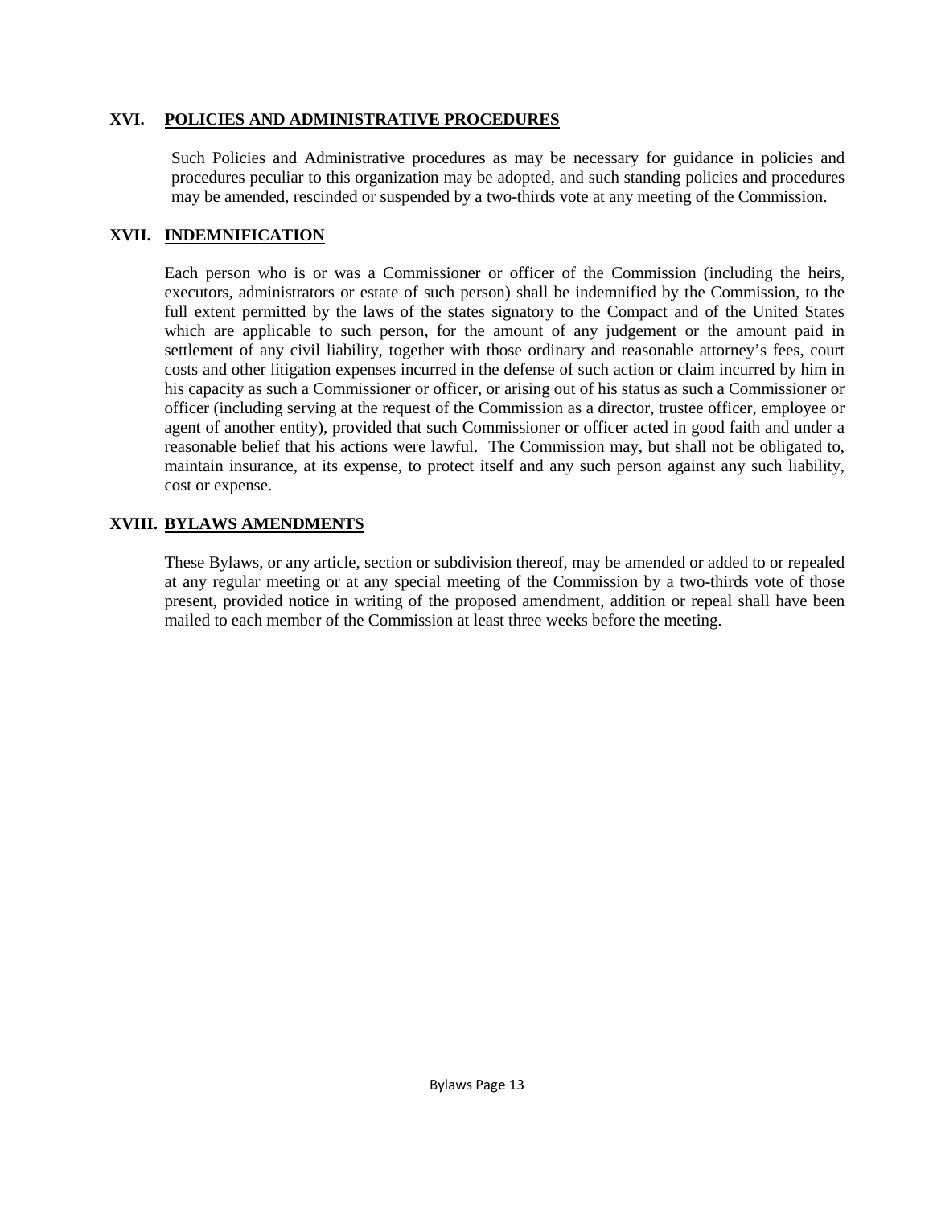## XVI. POLICIES AND ADMINISTRATIVE PROCEDURES

Such Policies and Administrative procedures as may be necessary for guidance in policies and procedures peculiar to this organization may be adopted, and such standing policies and procedures may be amended, rescinded or suspended by a two-thirds vote at any meeting of the Commission.

## XVII. INDEMNIFICATION

Each person who is or was a Commissioner or officer of the Commission (including the heirs, executors, administrators or estate of such person) shall be indemnified by the Commission, to the full extent permitted by the laws of the states signatory to the Compact and of the United States which are applicable to such person, for the amount of any judgement or the amount paid in settlement of any civil liability, together with those ordinary and reasonable attorney's fees, court costs and other litigation expenses incurred in the defense of such action or claim incurred by him in his capacity as such a Commissioner or officer, or arising out of his status as such a Commissioner or officer (including serving at the request of the Commission as a director, trustee officer, employee or agent of another entity), provided that such Commissioner or officer acted in good faith and under a reasonable belief that his actions were lawful. The Commission may, but shall not be obligated to, maintain insurance, at its expense, to protect itself and any such person against any such liability, cost or expense.

## XVIII. BYLAWS AMENDMENTS

These Bylaws, or any article, section or subdivision thereof, may be amended or added to or repealed at any regular meeting or at any special meeting of the Commission by a two-thirds vote of those present, provided notice in writing of the proposed amendment, addition or repeal shall have been mailed to each member of the Commission at least three weeks before the meeting.